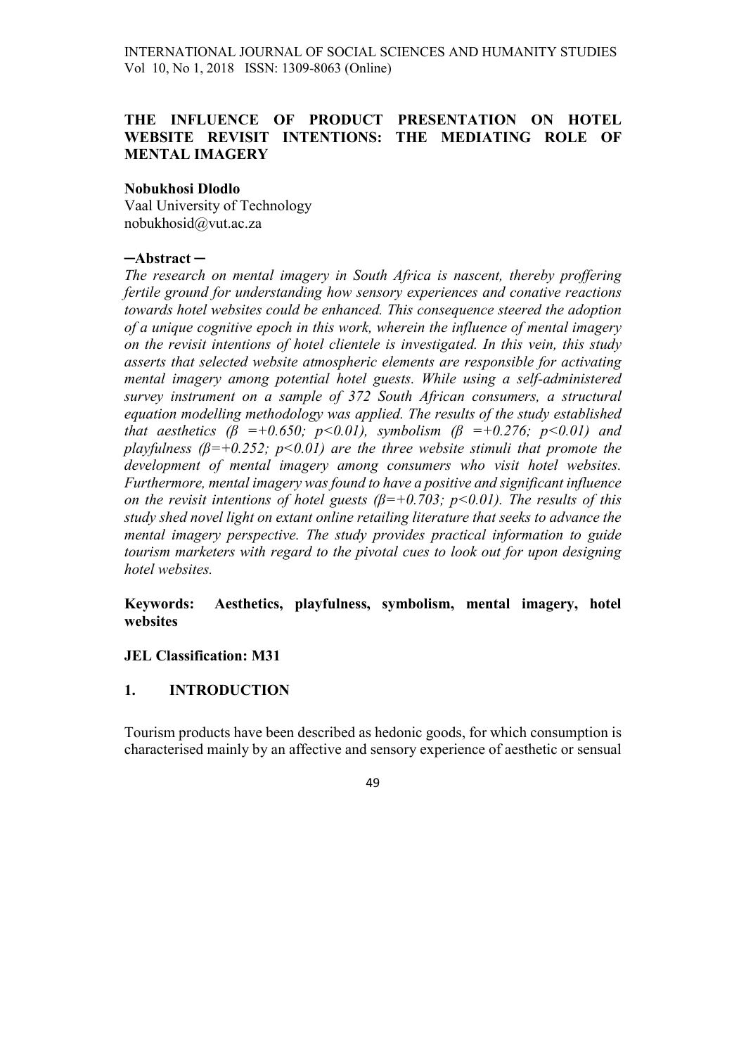# THE INFLUENCE OF PRODUCT PRESENTATION ON HOTEL WEBSITE REVISIT INTENTIONS: THE MEDIATING ROLE OF MENTAL IMAGERY

**Nobukhosi Dlodlo**

Vaal University of Technology

nobukhosid@vut.ac.za

**─Abstract ─**

*The research on mental imagery in South Africa is nascent, thereby proffering fertile ground for understanding how sensory experiences and conative reactions towards hotel websites could be enhanced. This consequence steered the adoption of a unique cognitive epoch in this work, wherein the influence of mental imagery on the revisit intentions of hotel clientele is investigated. In this vein, this study asserts that selected website atmospheric elements are responsible for activating mental imagery among potential hotel guests. While using a self-administered survey instrument on a sample of 372 South African consumers, a structural equation modelling methodology was applied. The results of the study established that aesthetics ($\beta = +0.650$; $p<0.01$), symbolism ($\beta = +0.276$; $p<0.01$) and playfulness ($\beta = +0.252$; $p<0.01$) are the three website stimuli that promote the development of mental imagery among consumers who visit hotel websites. Furthermore, mental imagery was found to have a positive and significant influence on the revisit intentions of hotel guests ($\beta = +0.703$; $p<0.01$). The results of this study shed novel light on extant online retailing literature that seeks to advance the mental imagery perspective. The study provides practical information to guide tourism marketers with regard to the pivotal cues to look out for upon designing hotel websites.*

**Keywords: Aesthetics, playfulness, symbolism, mental imagery, hotel websites**

**JEL Classification: M31**

## 1. INTRODUCTION

Tourism products have been described as hedonic goods, for which consumption is characterised mainly by an affective and sensory experience of aesthetic or sensual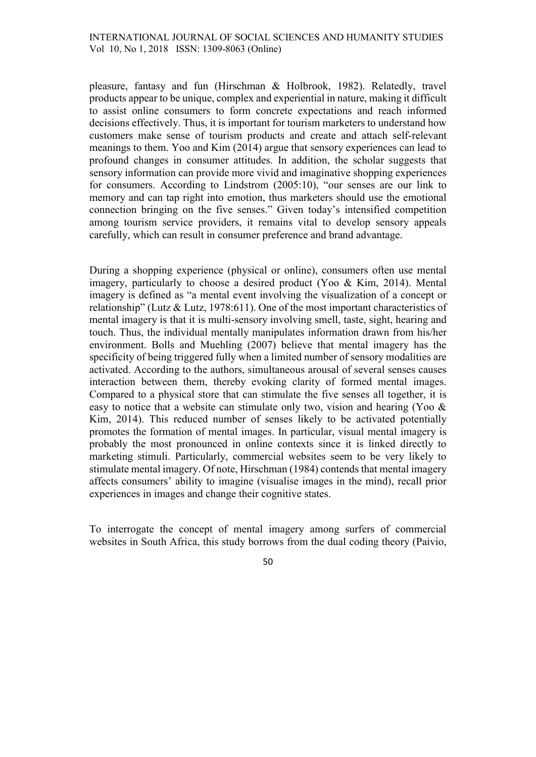pleasure, fantasy and fun (Hirschman & Holbrook, 1982). Relatedly, travel products appear to be unique, complex and experiential in nature, making it difficult to assist online consumers to form concrete expectations and reach informed decisions effectively. Thus, it is important for tourism marketers to understand how customers make sense of tourism products and create and attach self-relevant meanings to them. Yoo and Kim (2014) argue that sensory experiences can lead to profound changes in consumer attitudes. In addition, the scholar suggests that sensory information can provide more vivid and imaginative shopping experiences for consumers. According to Lindstrom (2005:10), "our senses are our link to memory and can tap right into emotion, thus marketers should use the emotional connection bringing on the five senses." Given today's intensified competition among tourism service providers, it remains vital to develop sensory appeals carefully, which can result in consumer preference and brand advantage.

During a shopping experience (physical or online), consumers often use mental imagery, particularly to choose a desired product (Yoo & Kim, 2014). Mental imagery is defined as "a mental event involving the visualization of a concept or relationship" (Lutz & Lutz, 1978:611). One of the most important characteristics of mental imagery is that it is multi-sensory involving smell, taste, sight, hearing and touch. Thus, the individual mentally manipulates information drawn from his/her environment. Bolls and Muehling (2007) believe that mental imagery has the specificity of being triggered fully when a limited number of sensory modalities are activated. According to the authors, simultaneous arousal of several senses causes interaction between them, thereby evoking clarity of formed mental images. Compared to a physical store that can stimulate the five senses all together, it is easy to notice that a website can stimulate only two, vision and hearing (Yoo & Kim, 2014). This reduced number of senses likely to be activated potentially promotes the formation of mental images. In particular, visual mental imagery is probably the most pronounced in online contexts since it is linked directly to marketing stimuli. Particularly, commercial websites seem to be very likely to stimulate mental imagery. Of note, Hirschman (1984) contends that mental imagery affects consumers' ability to imagine (visualise images in the mind), recall prior experiences in images and change their cognitive states.

To interrogate the concept of mental imagery among surfers of commercial websites in South Africa, this study borrows from the dual coding theory (Paivio,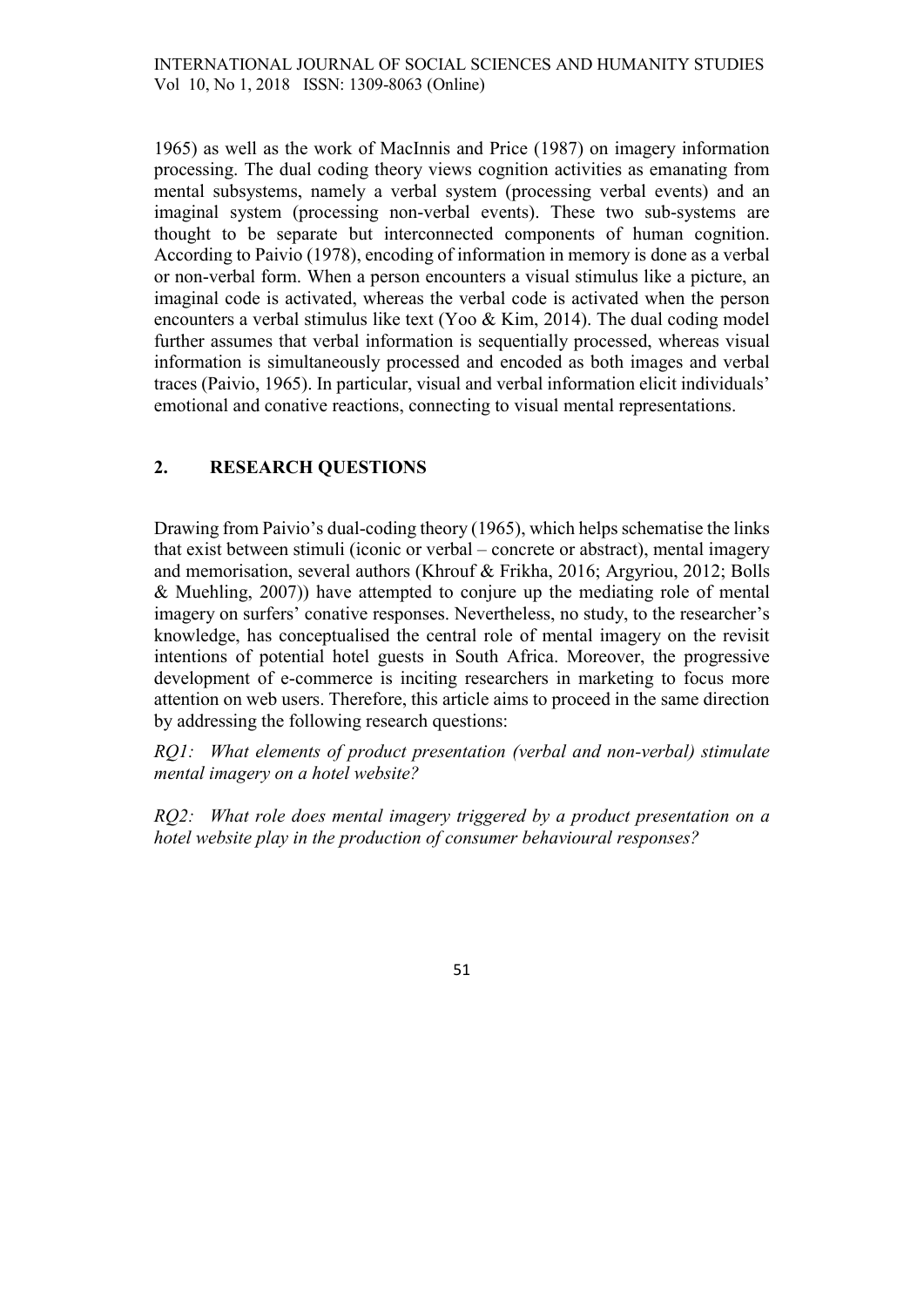1965) as well as the work of MacInnis and Price (1987) on imagery information processing. The dual coding theory views cognition activities as emanating from mental subsystems, namely a verbal system (processing verbal events) and an imaginal system (processing non-verbal events). These two sub-systems are thought to be separate but interconnected components of human cognition. According to Paivio (1978), encoding of information in memory is done as a verbal or non-verbal form. When a person encounters a visual stimulus like a picture, an imaginal code is activated, whereas the verbal code is activated when the person encounters a verbal stimulus like text (Yoo & Kim, 2014). The dual coding model further assumes that verbal information is sequentially processed, whereas visual information is simultaneously processed and encoded as both images and verbal traces (Paivio, 1965). In particular, visual and verbal information elicit individuals' emotional and conative reactions, connecting to visual mental representations.

## 2. RESEARCH QUESTIONS

Drawing from Paivio's dual-coding theory (1965), which helps schematise the links that exist between stimuli (iconic or verbal – concrete or abstract), mental imagery and memorisation, several authors (Khrouf & Frikha, 2016; Argyriou, 2012; Bolls & Muehling, 2007)) have attempted to conjure up the mediating role of mental imagery on surfers' conative responses. Nevertheless, no study, to the researcher's knowledge, has conceptualised the central role of mental imagery on the revisit intentions of potential hotel guests in South Africa. Moreover, the progressive development of e-commerce is inciting researchers in marketing to focus more attention on web users. Therefore, this article aims to proceed in the same direction by addressing the following research questions:

*RQ1: What elements of product presentation (verbal and non-verbal) stimulate mental imagery on a hotel website?*

*RQ2: What role does mental imagery triggered by a product presentation on a hotel website play in the production of consumer behavioural responses?*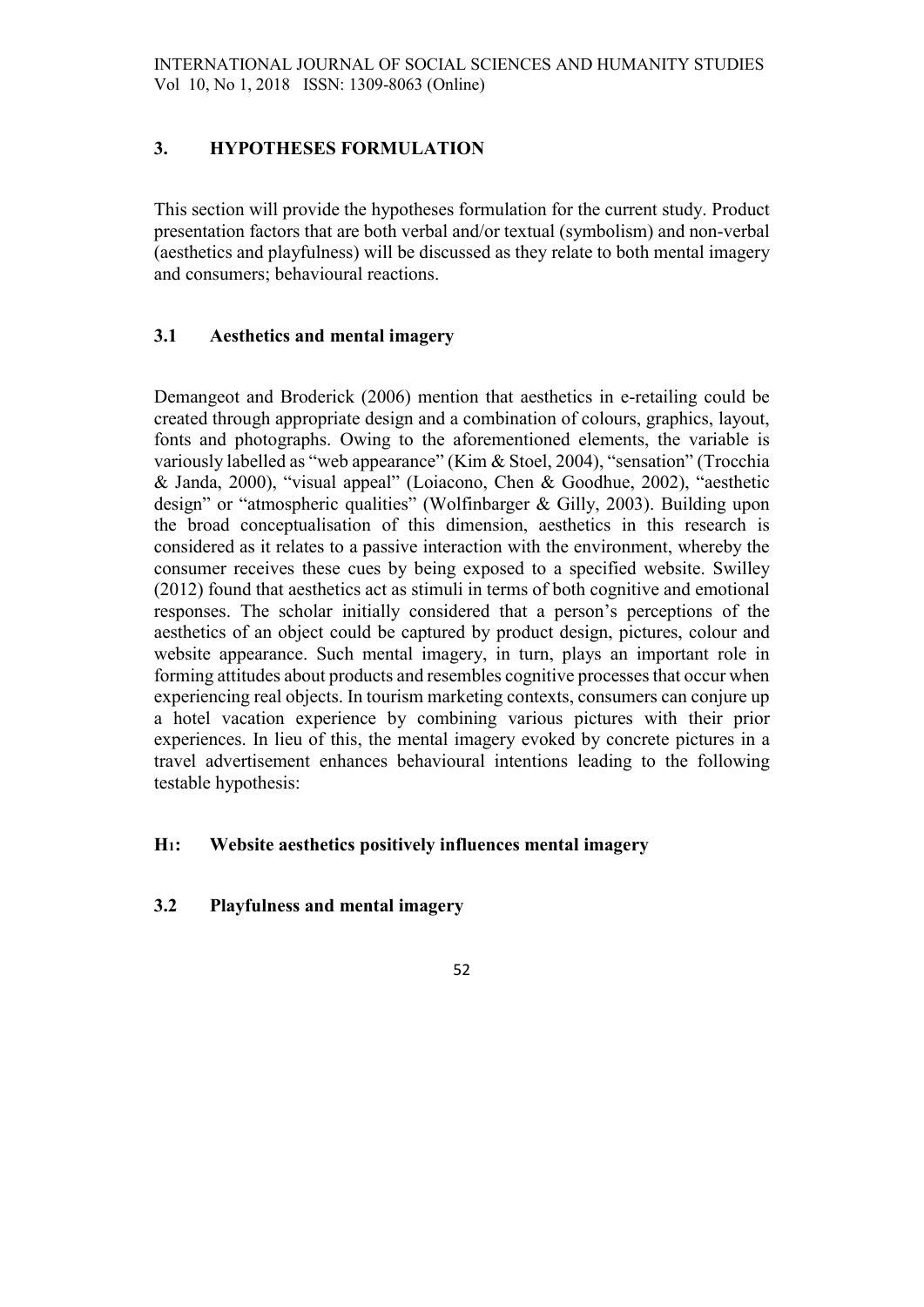## 3. HYPOTHESES FORMULATION

This section will provide the hypotheses formulation for the current study. Product presentation factors that are both verbal and/or textual (symbolism) and non-verbal (aesthetics and playfulness) will be discussed as they relate to both mental imagery and consumers; behavioural reactions.

### 3.1 Aesthetics and mental imagery

Demangeot and Broderick (2006) mention that aesthetics in e-retailing could be created through appropriate design and a combination of colours, graphics, layout, fonts and photographs. Owing to the aforementioned elements, the variable is variously labelled as "web appearance" (Kim & Stoel, 2004), "sensation" (Trocchia & Janda, 2000), "visual appeal" (Loiacono, Chen & Goodhue, 2002), "aesthetic design" or "atmospheric qualities" (Wolfinbarger & Gilly, 2003). Building upon the broad conceptualisation of this dimension, aesthetics in this research is considered as it relates to a passive interaction with the environment, whereby the consumer receives these cues by being exposed to a specified website. Swilley (2012) found that aesthetics act as stimuli in terms of both cognitive and emotional responses. The scholar initially considered that a person's perceptions of the aesthetics of an object could be captured by product design, pictures, colour and website appearance. Such mental imagery, in turn, plays an important role in forming attitudes about products and resembles cognitive processes that occur when experiencing real objects. In tourism marketing contexts, consumers can conjure up a hotel vacation experience by combining various pictures with their prior experiences. In lieu of this, the mental imagery evoked by concrete pictures in a travel advertisement enhances behavioural intentions leading to the following testable hypothesis:

**$H_1$: Website aesthetics positively influences mental imagery**

### 3.2 Playfulness and mental imagery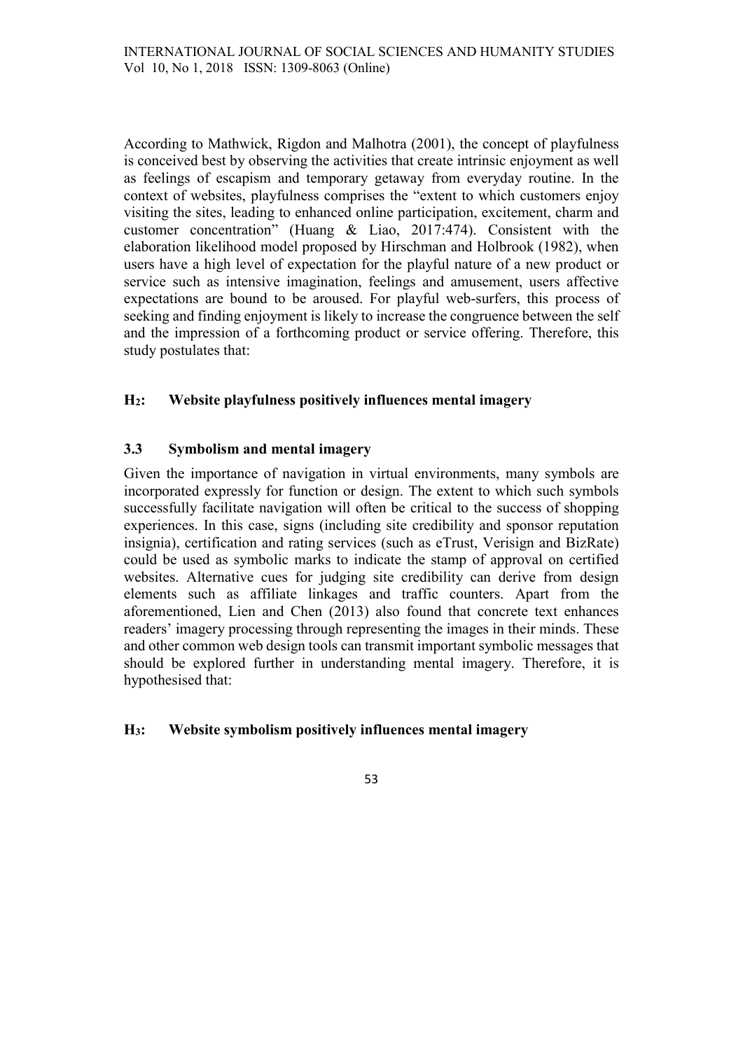According to Mathwick, Rigdon and Malhotra (2001), the concept of playfulness is conceived best by observing the activities that create intrinsic enjoyment as well as feelings of escapism and temporary getaway from everyday routine. In the context of websites, playfulness comprises the "extent to which customers enjoy visiting the sites, leading to enhanced online participation, excitement, charm and customer concentration" (Huang & Liao, 2017:474). Consistent with the elaboration likelihood model proposed by Hirschman and Holbrook (1982), when users have a high level of expectation for the playful nature of a new product or service such as intensive imagination, feelings and amusement, users affective expectations are bound to be aroused. For playful web-surfers, this process of seeking and finding enjoyment is likely to increase the congruence between the self and the impression of a forthcoming product or service offering. Therefore, this study postulates that:

**$H_2$: Website playfulness positively influences mental imagery**

### 3.3 Symbolism and mental imagery

Given the importance of navigation in virtual environments, many symbols are incorporated expressly for function or design. The extent to which such symbols successfully facilitate navigation will often be critical to the success of shopping experiences. In this case, signs (including site credibility and sponsor reputation insignia), certification and rating services (such as eTrust, Verisign and BizRate) could be used as symbolic marks to indicate the stamp of approval on certified websites. Alternative cues for judging site credibility can derive from design elements such as affiliate linkages and traffic counters. Apart from the aforementioned, Lien and Chen (2013) also found that concrete text enhances readers' imagery processing through representing the images in their minds. These and other common web design tools can transmit important symbolic messages that should be explored further in understanding mental imagery. Therefore, it is hypothesised that:

**$H_3$: Website symbolism positively influences mental imagery**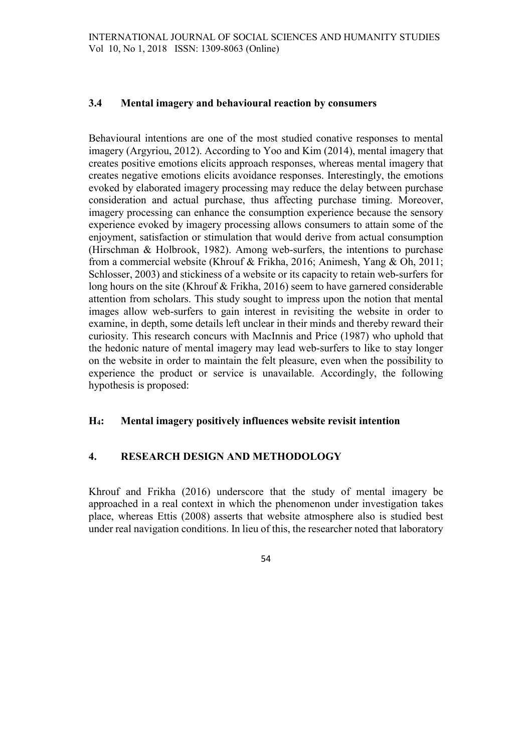### 3.4 Mental imagery and behavioural reaction by consumers

Behavioural intentions are one of the most studied conative responses to mental imagery (Argyriou, 2012). According to Yoo and Kim (2014), mental imagery that creates positive emotions elicits approach responses, whereas mental imagery that creates negative emotions elicits avoidance responses. Interestingly, the emotions evoked by elaborated imagery processing may reduce the delay between purchase consideration and actual purchase, thus affecting purchase timing. Moreover, imagery processing can enhance the consumption experience because the sensory experience evoked by imagery processing allows consumers to attain some of the enjoyment, satisfaction or stimulation that would derive from actual consumption (Hirschman & Holbrook, 1982). Among web-surfers, the intentions to purchase from a commercial website (Khrouf & Frikha, 2016; Animesh, Yang & Oh, 2011; Schlosser, 2003) and stickiness of a website or its capacity to retain web-surfers for long hours on the site (Khrouf & Frikha, 2016) seem to have garnered considerable attention from scholars. This study sought to impress upon the notion that mental images allow web-surfers to gain interest in revisiting the website in order to examine, in depth, some details left unclear in their minds and thereby reward their curiosity. This research concurs with MacInnis and Price (1987) who uphold that the hedonic nature of mental imagery may lead web-surfers to like to stay longer on the website in order to maintain the felt pleasure, even when the possibility to experience the product or service is unavailable. Accordingly, the following hypothesis is proposed:

**$H_4$: Mental imagery positively influences website revisit intention**

## 4. RESEARCH DESIGN AND METHODOLOGY

Khrouf and Frikha (2016) underscore that the study of mental imagery be approached in a real context in which the phenomenon under investigation takes place, whereas Ettis (2008) asserts that website atmosphere also is studied best under real navigation conditions. In lieu of this, the researcher noted that laboratory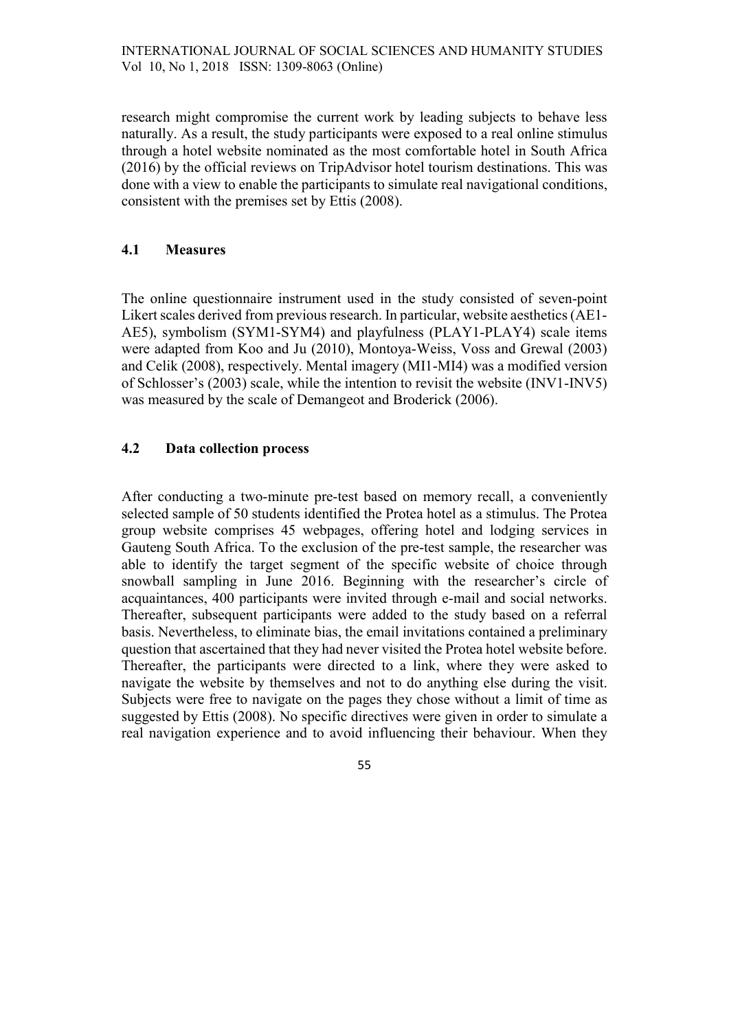research might compromise the current work by leading subjects to behave less naturally. As a result, the study participants were exposed to a real online stimulus through a hotel website nominated as the most comfortable hotel in South Africa (2016) by the official reviews on TripAdvisor hotel tourism destinations. This was done with a view to enable the participants to simulate real navigational conditions, consistent with the premises set by Ettis (2008).

### 4.1 Measures

The online questionnaire instrument used in the study consisted of seven-point Likert scales derived from previous research. In particular, website aesthetics (AE1-AE5), symbolism (SYM1-SYM4) and playfulness (PLAY1-PLAY4) scale items were adapted from Koo and Ju (2010), Montoya-Weiss, Voss and Grewal (2003) and Celik (2008), respectively. Mental imagery (MI1-MI4) was a modified version of Schlosser's (2003) scale, while the intention to revisit the website (INV1-INV5) was measured by the scale of Demangeot and Broderick (2006).

### 4.2 Data collection process

After conducting a two-minute pre-test based on memory recall, a conveniently selected sample of 50 students identified the Protea hotel as a stimulus. The Protea group website comprises 45 webpages, offering hotel and lodging services in Gauteng South Africa. To the exclusion of the pre-test sample, the researcher was able to identify the target segment of the specific website of choice through snowball sampling in June 2016. Beginning with the researcher's circle of acquaintances, 400 participants were invited through e-mail and social networks. Thereafter, subsequent participants were added to the study based on a referral basis. Nevertheless, to eliminate bias, the email invitations contained a preliminary question that ascertained that they had never visited the Protea hotel website before. Thereafter, the participants were directed to a link, where they were asked to navigate the website by themselves and not to do anything else during the visit. Subjects were free to navigate on the pages they chose without a limit of time as suggested by Ettis (2008). No specific directives were given in order to simulate a real navigation experience and to avoid influencing their behaviour. When they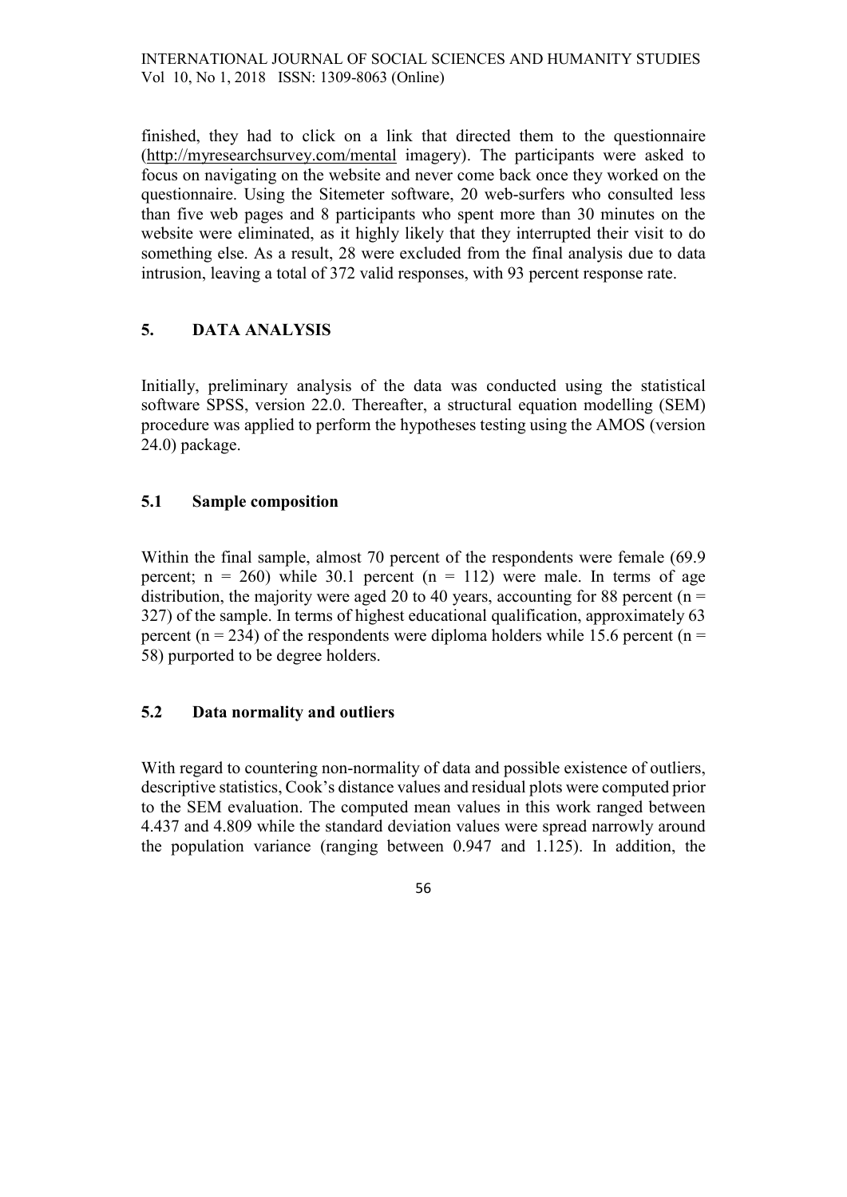finished, they had to click on a link that directed them to the questionnaire (http://myresearchsurvey.com/mental imagery). The participants were asked to focus on navigating on the website and never come back once they worked on the questionnaire. Using the Sitemeter software, 20 web-surfers who consulted less than five web pages and 8 participants who spent more than 30 minutes on the website were eliminated, as it highly likely that they interrupted their visit to do something else. As a result, 28 were excluded from the final analysis due to data intrusion, leaving a total of 372 valid responses, with 93 percent response rate.

## 5. DATA ANALYSIS

Initially, preliminary analysis of the data was conducted using the statistical software SPSS, version 22.0. Thereafter, a structural equation modelling (SEM) procedure was applied to perform the hypotheses testing using the AMOS (version 24.0) package.

### 5.1 Sample composition

Within the final sample, almost 70 percent of the respondents were female (69.9 percent; $n = 260$) while 30.1 percent ($n = 112$) were male. In terms of age distribution, the majority were aged 20 to 40 years, accounting for 88 percent ($n = 327$) of the sample. In terms of highest educational qualification, approximately 63 percent ($n = 234$) of the respondents were diploma holders while 15.6 percent ($n = 58$) purported to be degree holders.

### 5.2 Data normality and outliers

With regard to countering non-normality of data and possible existence of outliers, descriptive statistics, Cook's distance values and residual plots were computed prior to the SEM evaluation. The computed mean values in this work ranged between 4.437 and 4.809 while the standard deviation values were spread narrowly around the population variance (ranging between 0.947 and 1.125). In addition, the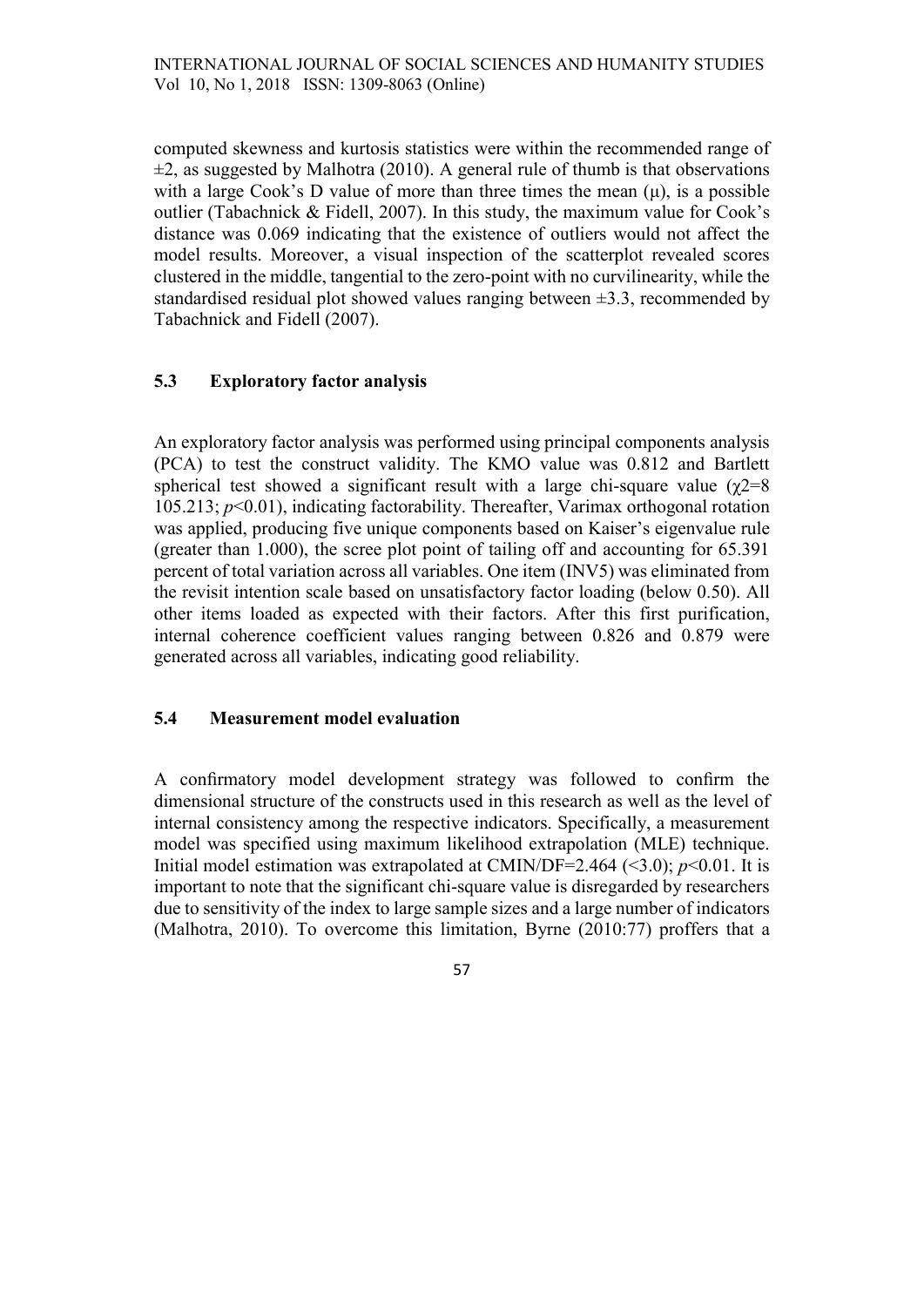computed skewness and kurtosis statistics were within the recommended range of ±2, as suggested by Malhotra (2010). A general rule of thumb is that observations with a large Cook's D value of more than three times the mean (μ), is a possible outlier (Tabachnick & Fidell, 2007). In this study, the maximum value for Cook's distance was 0.069 indicating that the existence of outliers would not affect the model results. Moreover, a visual inspection of the scatterplot revealed scores clustered in the middle, tangential to the zero-point with no curvilinearity, while the standardised residual plot showed values ranging between ±3.3, recommended by Tabachnick and Fidell (2007).

## 5.3 Exploratory factor analysis

An exploratory factor analysis was performed using principal components analysis (PCA) to test the construct validity. The KMO value was 0.812 and Bartlett spherical test showed a significant result with a large chi-square value ($\chi^2$=8 105.213; $p<0.01$), indicating factorability. Thereafter, Varimax orthogonal rotation was applied, producing five unique components based on Kaiser's eigenvalue rule (greater than 1.000), the scree plot point of tailing off and accounting for 65.391 percent of total variation across all variables. One item (INV5) was eliminated from the revisit intention scale based on unsatisfactory factor loading (below 0.50). All other items loaded as expected with their factors. After this first purification, internal coherence coefficient values ranging between 0.826 and 0.879 were generated across all variables, indicating good reliability.

## 5.4 Measurement model evaluation

A confirmatory model development strategy was followed to confirm the dimensional structure of the constructs used in this research as well as the level of internal consistency among the respective indicators. Specifically, a measurement model was specified using maximum likelihood extrapolation (MLE) technique. Initial model estimation was extrapolated at CMIN/DF=2.464 (<3.0); $p<0.01$. It is important to note that the significant chi-square value is disregarded by researchers due to sensitivity of the index to large sample sizes and a large number of indicators (Malhotra, 2010). To overcome this limitation, Byrne (2010:77) proffers that a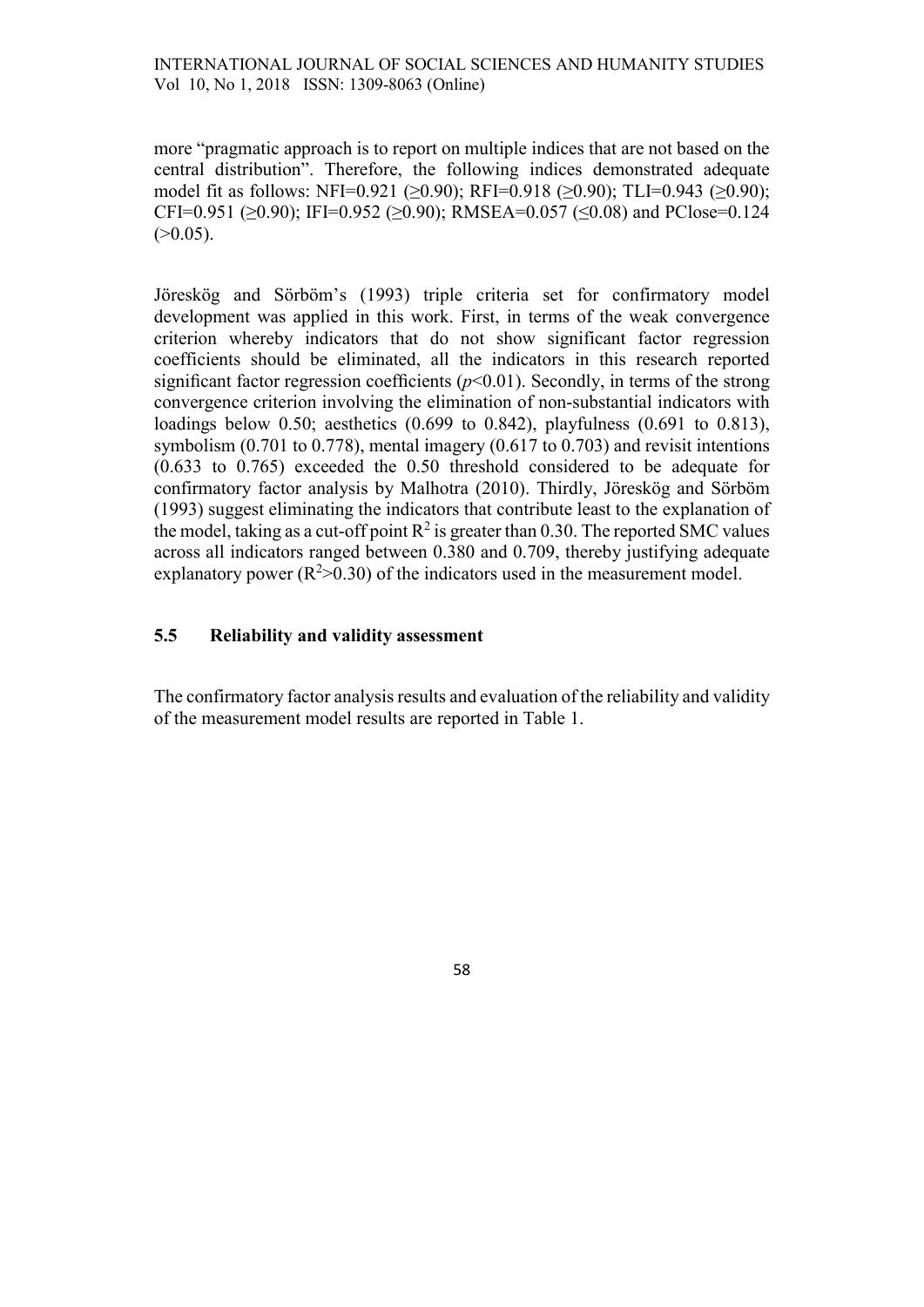more "pragmatic approach is to report on multiple indices that are not based on the central distribution". Therefore, the following indices demonstrated adequate model fit as follows: NFI=0.921 (≥0.90); RFI=0.918 (≥0.90); TLI=0.943 (≥0.90); CFI=0.951 (≥0.90); IFI=0.952 (≥0.90); RMSEA=0.057 (≤0.08) and PClose=0.124 (>0.05).

Jöreskög and Sörböm's (1993) triple criteria set for confirmatory model development was applied in this work. First, in terms of the weak convergence criterion whereby indicators that do not show significant factor regression coefficients should be eliminated, all the indicators in this research reported significant factor regression coefficients ($p<0.01$). Secondly, in terms of the strong convergence criterion involving the elimination of non-substantial indicators with loadings below 0.50; aesthetics (0.699 to 0.842), playfulness (0.691 to 0.813), symbolism (0.701 to 0.778), mental imagery (0.617 to 0.703) and revisit intentions (0.633 to 0.765) exceeded the 0.50 threshold considered to be adequate for confirmatory factor analysis by Malhotra (2010). Thirdly, Jöreskög and Sörböm (1993) suggest eliminating the indicators that contribute least to the explanation of the model, taking as a cut-off point $R^2$ is greater than 0.30. The reported SMC values across all indicators ranged between 0.380 and 0.709, thereby justifying adequate explanatory power ($R^2>0.30$) of the indicators used in the measurement model.

### 5.5 Reliability and validity assessment

The confirmatory factor analysis results and evaluation of the reliability and validity of the measurement model results are reported in Table 1.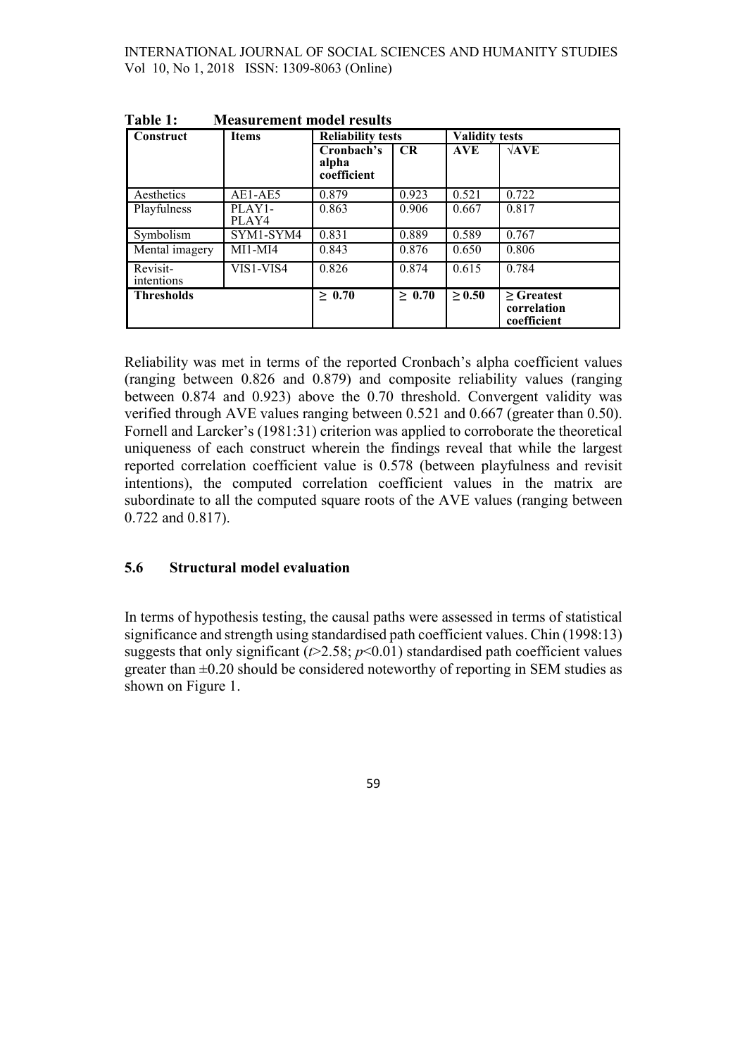**Table 1: Measurement model results**

| Construct | Items | Reliability tests | | Validity tests | |
|---|---|---|---|---|---|
| | | Cronbach's alpha coefficient | CR | AVE | √AVE |
| Aesthetics | AE1-AE5 | 0.879 | 0.923 | 0.521 | 0.722 |
| Playfulness | PLAY1-PLAY4 | 0.863 | 0.906 | 0.667 | 0.817 |
| Symbolism | SYM1-SYM4 | 0.831 | 0.889 | 0.589 | 0.767 |
| Mental imagery | MI1-MI4 | 0.843 | 0.876 | 0.650 | 0.806 |
| Revisit-intentions | VIS1-VIS4 | 0.826 | 0.874 | 0.615 | 0.784 |
| **Thresholds** | | **≥ 0.70** | **≥ 0.70** | **≥ 0.50** | **≥ Greatest correlation coefficient** |

Reliability was met in terms of the reported Cronbach's alpha coefficient values (ranging between 0.826 and 0.879) and composite reliability values (ranging between 0.874 and 0.923) above the 0.70 threshold. Convergent validity was verified through AVE values ranging between 0.521 and 0.667 (greater than 0.50). Fornell and Larcker's (1981:31) criterion was applied to corroborate the theoretical uniqueness of each construct wherein the findings reveal that while the largest reported correlation coefficient value is 0.578 (between playfulness and revisit intentions), the computed correlation coefficient values in the matrix are subordinate to all the computed square roots of the AVE values (ranging between 0.722 and 0.817).

## 5.6 Structural model evaluation

In terms of hypothesis testing, the causal paths were assessed in terms of statistical significance and strength using standardised path coefficient values. Chin (1998:13) suggests that only significant ($t>2.58$; $p<0.01$) standardised path coefficient values greater than $\pm0.20$ should be considered noteworthy of reporting in SEM studies as shown on Figure 1.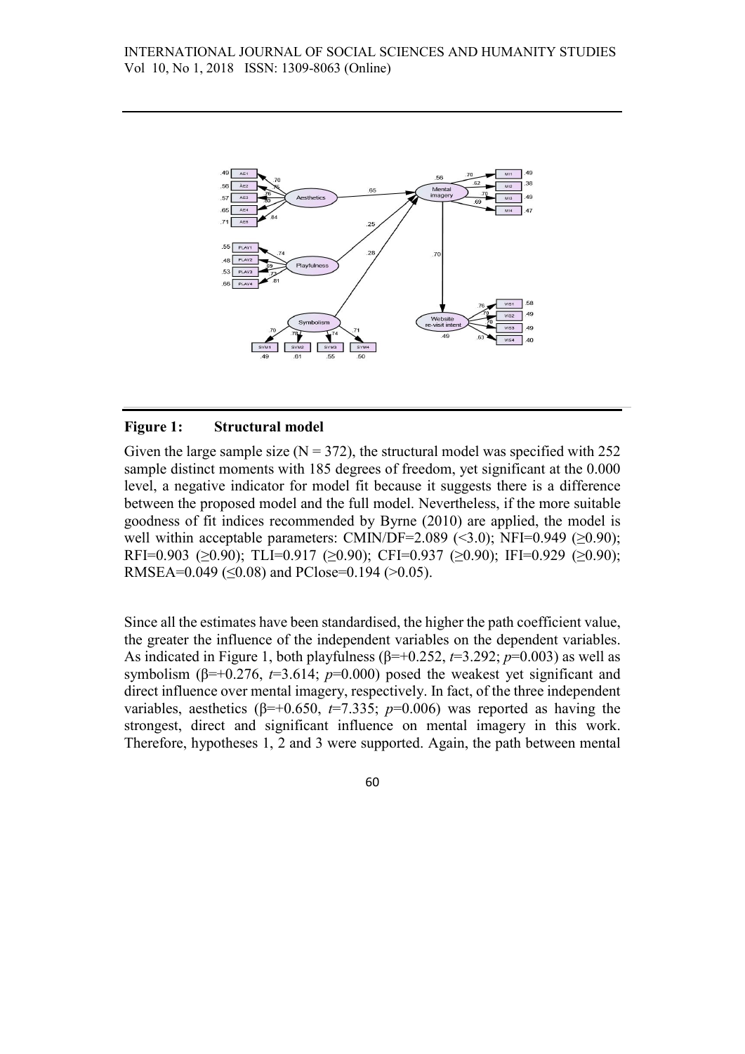**Figure 1: Structural model**

Given the large sample size (N = 372), the structural model was specified with 252 sample distinct moments with 185 degrees of freedom, yet significant at the 0.000 level, a negative indicator for model fit because it suggests there is a difference between the proposed model and the full model. Nevertheless, if the more suitable goodness of fit indices recommended by Byrne (2010) are applied, the model is well within acceptable parameters: CMIN/DF=2.089 (<3.0); NFI=0.949 (≥0.90); RFI=0.903 (≥0.90); TLI=0.917 (≥0.90); CFI=0.937 (≥0.90); IFI=0.929 (≥0.90); RMSEA=0.049 (≤0.08) and PClose=0.194 (>0.05).

Since all the estimates have been standardised, the higher the path coefficient value, the greater the influence of the independent variables on the dependent variables. As indicated in Figure 1, both playfulness ($\beta$=+0.252, $t$=3.292; $p$=0.003) as well as symbolism ($\beta$=+0.276, $t$=3.614; $p$=0.000) posed the weakest yet significant and direct influence over mental imagery, respectively. In fact, of the three independent variables, aesthetics ($\beta$=+0.650, $t$=7.335; $p$=0.006) was reported as having the strongest, direct and significant influence on mental imagery in this work. Therefore, hypotheses 1, 2 and 3 were supported. Again, the path between mental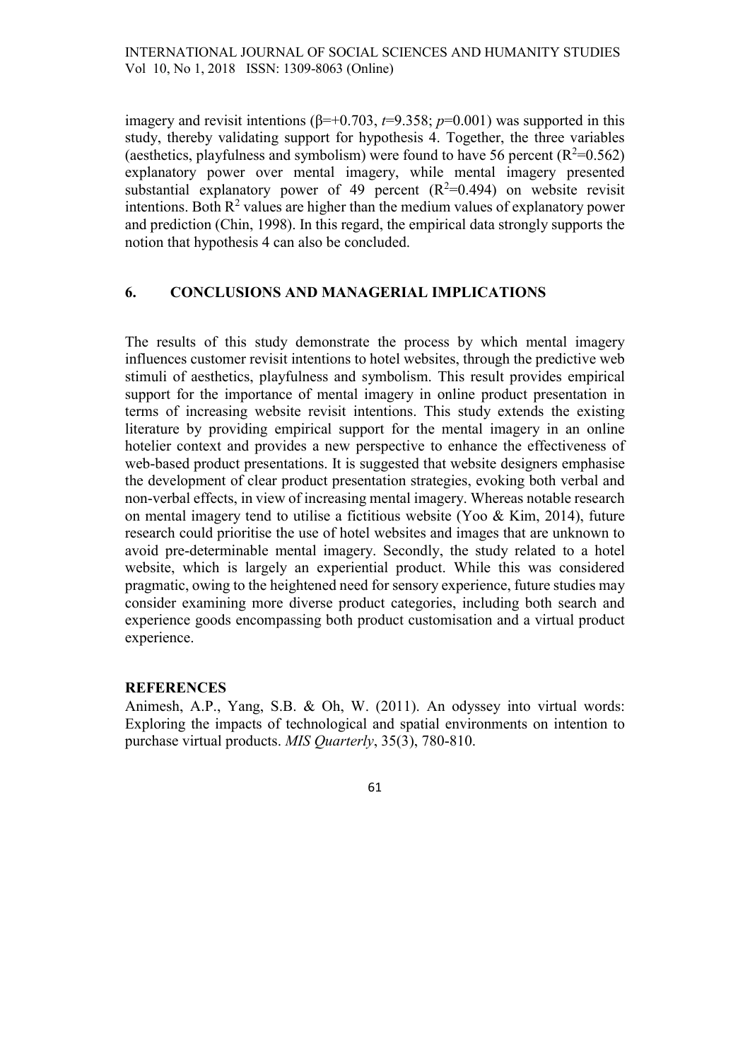imagery and revisit intentions ($\beta$=+0.703, $t$=9.358; $p$=0.001) was supported in this study, thereby validating support for hypothesis 4. Together, the three variables (aesthetics, playfulness and symbolism) were found to have 56 percent ($R^2$=0.562) explanatory power over mental imagery, while mental imagery presented substantial explanatory power of 49 percent ($R^2$=0.494) on website revisit intentions. Both $R^2$ values are higher than the medium values of explanatory power and prediction (Chin, 1998). In this regard, the empirical data strongly supports the notion that hypothesis 4 can also be concluded.

## 6. CONCLUSIONS AND MANAGERIAL IMPLICATIONS

The results of this study demonstrate the process by which mental imagery influences customer revisit intentions to hotel websites, through the predictive web stimuli of aesthetics, playfulness and symbolism. This result provides empirical support for the importance of mental imagery in online product presentation in terms of increasing website revisit intentions. This study extends the existing literature by providing empirical support for the mental imagery in an online hotelier context and provides a new perspective to enhance the effectiveness of web-based product presentations. It is suggested that website designers emphasise the development of clear product presentation strategies, evoking both verbal and non-verbal effects, in view of increasing mental imagery. Whereas notable research on mental imagery tend to utilise a fictitious website (Yoo & Kim, 2014), future research could prioritise the use of hotel websites and images that are unknown to avoid pre-determinable mental imagery. Secondly, the study related to a hotel website, which is largely an experiential product. While this was considered pragmatic, owing to the heightened need for sensory experience, future studies may consider examining more diverse product categories, including both search and experience goods encompassing both product customisation and a virtual product experience.

## REFERENCES

Animesh, A.P., Yang, S.B. & Oh, W. (2011). An odyssey into virtual words: Exploring the impacts of technological and spatial environments on intention to purchase virtual products. *MIS Quarterly*, 35(3), 780-810.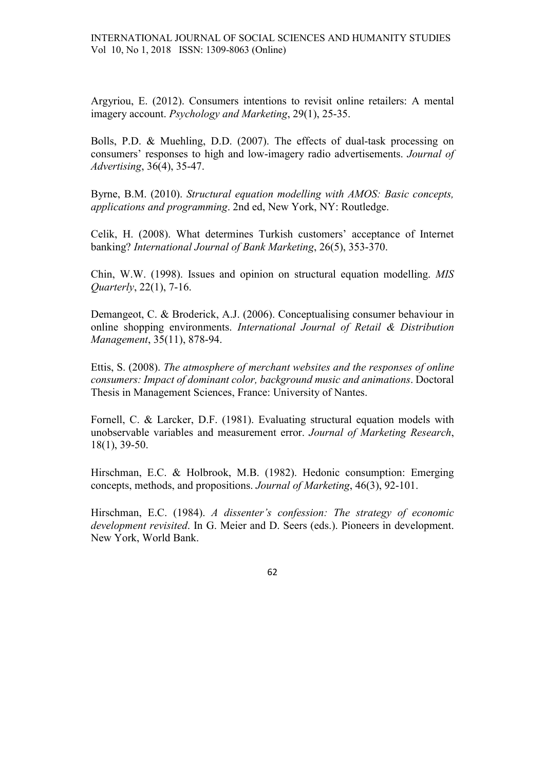Argyriou, E. (2012). Consumers intentions to revisit online retailers: A mental imagery account. *Psychology and Marketing*, 29(1), 25-35.

Bolls, P.D. & Muehling, D.D. (2007). The effects of dual-task processing on consumers' responses to high and low-imagery radio advertisements. *Journal of Advertising*, 36(4), 35-47.

Byrne, B.M. (2010). *Structural equation modelling with AMOS: Basic concepts, applications and programming*. 2nd ed, New York, NY: Routledge.

Celik, H. (2008). What determines Turkish customers' acceptance of Internet banking? *International Journal of Bank Marketing*, 26(5), 353-370.

Chin, W.W. (1998). Issues and opinion on structural equation modelling. *MIS Quarterly*, 22(1), 7-16.

Demangeot, C. & Broderick, A.J. (2006). Conceptualising consumer behaviour in online shopping environments. *International Journal of Retail & Distribution Management*, 35(11), 878-94.

Ettis, S. (2008). *The atmosphere of merchant websites and the responses of online consumers: Impact of dominant color, background music and animations*. Doctoral Thesis in Management Sciences, France: University of Nantes.

Fornell, C. & Larcker, D.F. (1981). Evaluating structural equation models with unobservable variables and measurement error. *Journal of Marketing Research*, 18(1), 39-50.

Hirschman, E.C. & Holbrook, M.B. (1982). Hedonic consumption: Emerging concepts, methods, and propositions. *Journal of Marketing*, 46(3), 92-101.

Hirschman, E.C. (1984). *A dissenter's confession: The strategy of economic development revisited*. In G. Meier and D. Seers (eds.). Pioneers in development. New York, World Bank.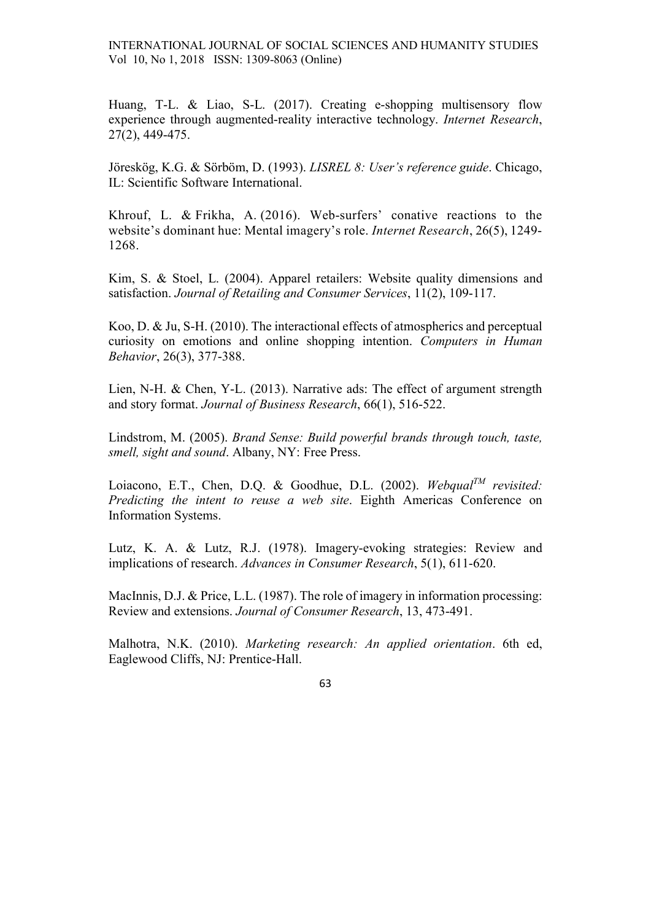Huang, T-L. & Liao, S-L. (2017). Creating e-shopping multisensory flow experience through augmented-reality interactive technology. *Internet Research*, 27(2), 449-475.

Jöreskög, K.G. & Sörböm, D. (1993). *LISREL 8: User's reference guide*. Chicago, IL: Scientific Software International.

Khrouf, L. & Frikha, A. (2016). Web-surfers' conative reactions to the website's dominant hue: Mental imagery's role. *Internet Research*, 26(5), 1249-1268.

Kim, S. & Stoel, L. (2004). Apparel retailers: Website quality dimensions and satisfaction. *Journal of Retailing and Consumer Services*, 11(2), 109-117.

Koo, D. & Ju, S-H. (2010). The interactional effects of atmospherics and perceptual curiosity on emotions and online shopping intention. *Computers in Human Behavior*, 26(3), 377-388.

Lien, N-H. & Chen, Y-L. (2013). Narrative ads: The effect of argument strength and story format. *Journal of Business Research*, 66(1), 516-522.

Lindstrom, M. (2005). *Brand Sense: Build powerful brands through touch, taste, smell, sight and sound*. Albany, NY: Free Press.

Loiacono, E.T., Chen, D.Q. & Goodhue, D.L. (2002). *Webqual™ revisited: Predicting the intent to reuse a web site*. Eighth Americas Conference on Information Systems.

Lutz, K. A. & Lutz, R.J. (1978). Imagery-evoking strategies: Review and implications of research. *Advances in Consumer Research*, 5(1), 611-620.

MacInnis, D.J. & Price, L.L. (1987). The role of imagery in information processing: Review and extensions. *Journal of Consumer Research*, 13, 473-491.

Malhotra, N.K. (2010). *Marketing research: An applied orientation*. 6th ed, Eaglewood Cliffs, NJ: Prentice-Hall.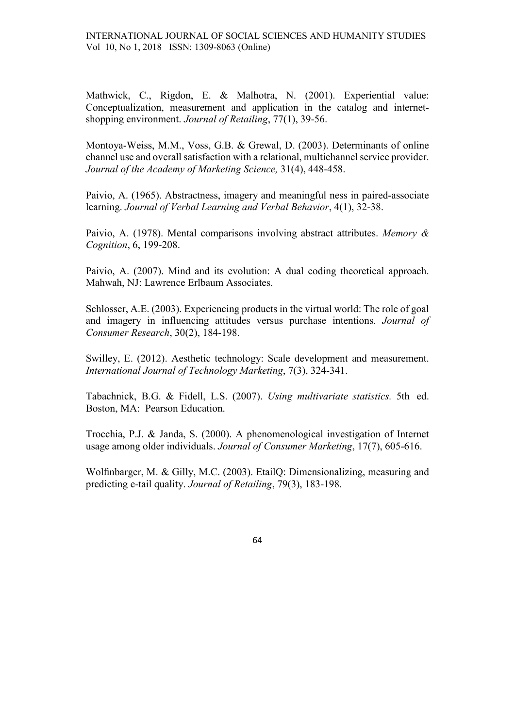Mathwick, C., Rigdon, E. & Malhotra, N. (2001). Experiential value: Conceptualization, measurement and application in the catalog and internet-shopping environment. *Journal of Retailing*, 77(1), 39-56.

Montoya-Weiss, M.M., Voss, G.B. & Grewal, D. (2003). Determinants of online channel use and overall satisfaction with a relational, multichannel service provider. *Journal of the Academy of Marketing Science,* 31(4), 448-458.

Paivio, A. (1965). Abstractness, imagery and meaningful ness in paired-associate learning. *Journal of Verbal Learning and Verbal Behavior*, 4(1), 32-38.

Paivio, A. (1978). Mental comparisons involving abstract attributes. *Memory & Cognition*, 6, 199-208.

Paivio, A. (2007). Mind and its evolution: A dual coding theoretical approach. Mahwah, NJ: Lawrence Erlbaum Associates.

Schlosser, A.E. (2003). Experiencing products in the virtual world: The role of goal and imagery in influencing attitudes versus purchase intentions. *Journal of Consumer Research*, 30(2), 184-198.

Swilley, E. (2012). Aesthetic technology: Scale development and measurement. *International Journal of Technology Marketing*, 7(3), 324-341.

Tabachnick, B.G. & Fidell, L.S. (2007). *Using multivariate statistics.* 5th ed. Boston, MA: Pearson Education.

Trocchia, P.J. & Janda, S. (2000). A phenomenological investigation of Internet usage among older individuals. *Journal of Consumer Marketing*, 17(7), 605-616.

Wolfinbarger, M. & Gilly, M.C. (2003). EtailQ: Dimensionalizing, measuring and predicting e-tail quality. *Journal of Retailing*, 79(3), 183-198.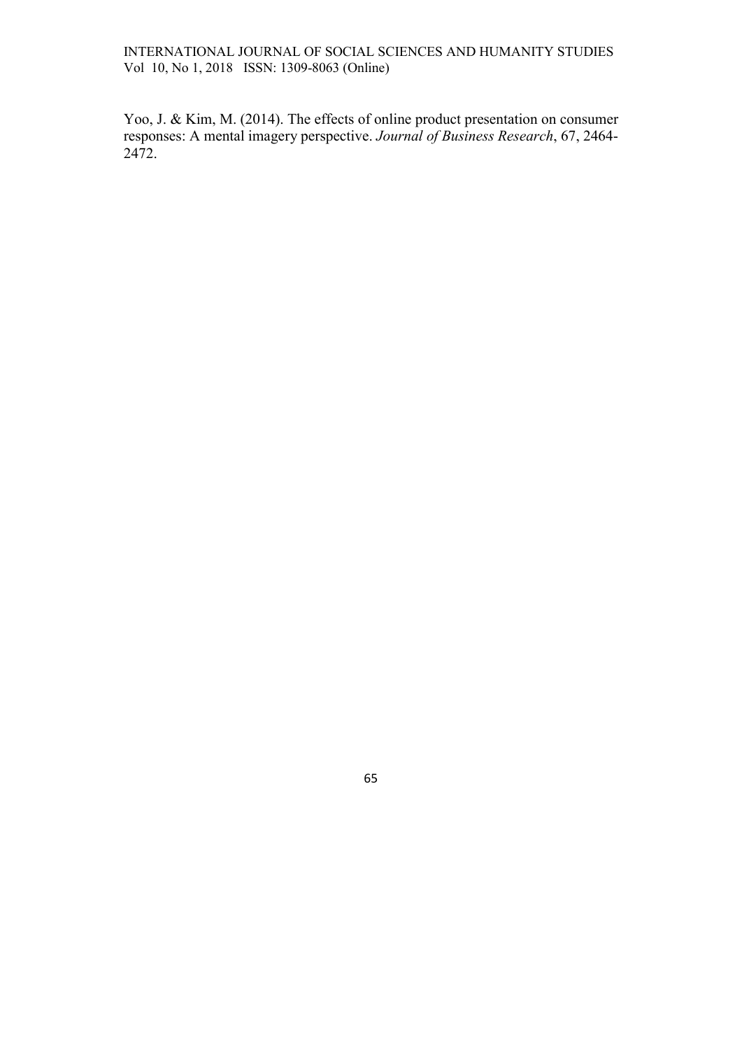Yoo, J. & Kim, M. (2014). The effects of online product presentation on consumer responses: A mental imagery perspective. *Journal of Business Research*, 67, 2464-2472.